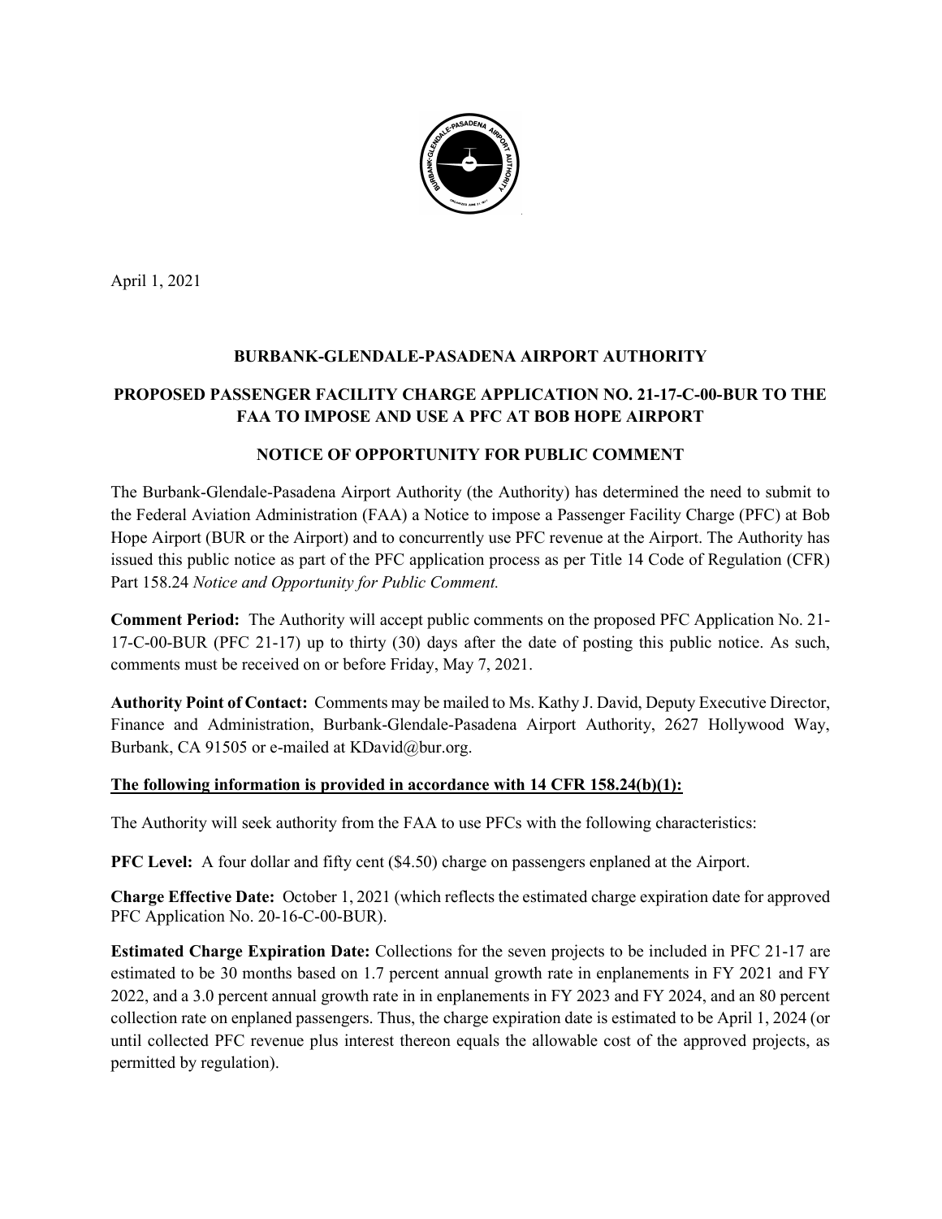April 1, 2021

## BURBANK-GLENDALE-PASADENA AIRPORT AUTHORITY

## PROPOSED PASSENGER FACILITY CHARGE APPLICATION NO. 21-17-C-00-BUR TO THE FAA TO IMPOSE AND USE A PFC AT BOB HOPE AIRPORT

## NOTICE OF OPPORTUNITY FOR PUBLIC COMMENT

The Burbank-Glendale-Pasadena Airport Authority (the Authority) has determined the need to submit to the Federal Aviation Administration (FAA) a Notice to impose a Passenger Facility Charge (PFC) at Bob Hope Airport (BUR or the Airport) and to concurrently use PFC revenue at the Airport. The Authority has issued this public notice as part of the PFC application process as per Title 14 Code of Regulation (CFR) Part 158.24 *Notice and Opportunity for Public Comment.*

**Comment Period:** The Authority will accept public comments on the proposed PFC Application No. 21-17-C-00-BUR (PFC 21-17) up to thirty (30) days after the date of posting this public notice. As such, comments must be received on or before Friday, May 7, 2021.

**Authority Point of Contact:** Comments may be mailed to Ms. Kathy J. David, Deputy Executive Director, Finance and Administration, Burbank-Glendale-Pasadena Airport Authority, 2627 Hollywood Way, Burbank, CA 91505 or e-mailed at KDavid@bur.org.

**<u>The following information is provided in accordance with 14 CFR 158.24(b)(1):</u>**

The Authority will seek authority from the FAA to use PFCs with the following characteristics:

**PFC Level:** A four dollar and fifty cent ($4.50) charge on passengers enplaned at the Airport.

**Charge Effective Date:** October 1, 2021 (which reflects the estimated charge expiration date for approved PFC Application No. 20-16-C-00-BUR).

**Estimated Charge Expiration Date:** Collections for the seven projects to be included in PFC 21-17 are estimated to be 30 months based on 1.7 percent annual growth rate in enplanements in FY 2021 and FY 2022, and a 3.0 percent annual growth rate in in enplanements in FY 2023 and FY 2024, and an 80 percent collection rate on enplaned passengers. Thus, the charge expiration date is estimated to be April 1, 2024 (or until collected PFC revenue plus interest thereon equals the allowable cost of the approved projects, as permitted by regulation).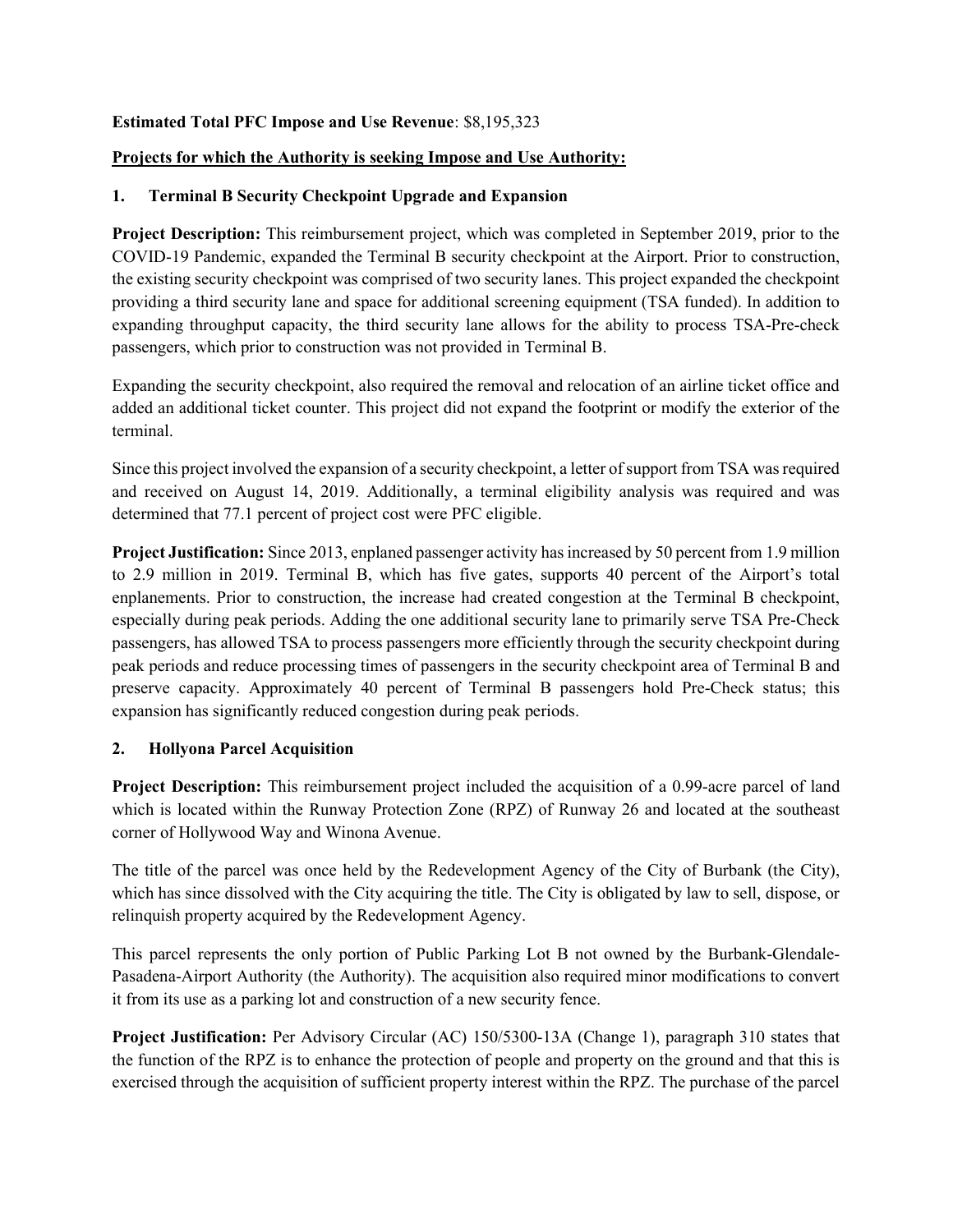**Estimated Total PFC Impose and Use Revenue**: $8,195,323

**Projects for which the Authority is seeking Impose and Use Authority:**

**1. Terminal B Security Checkpoint Upgrade and Expansion**

**Project Description:** This reimbursement project, which was completed in September 2019, prior to the COVID-19 Pandemic, expanded the Terminal B security checkpoint at the Airport. Prior to construction, the existing security checkpoint was comprised of two security lanes. This project expanded the checkpoint providing a third security lane and space for additional screening equipment (TSA funded). In addition to expanding throughput capacity, the third security lane allows for the ability to process TSA-Pre-check passengers, which prior to construction was not provided in Terminal B.

Expanding the security checkpoint, also required the removal and relocation of an airline ticket office and added an additional ticket counter. This project did not expand the footprint or modify the exterior of the terminal.

Since this project involved the expansion of a security checkpoint, a letter of support from TSA was required and received on August 14, 2019. Additionally, a terminal eligibility analysis was required and was determined that 77.1 percent of project cost were PFC eligible.

**Project Justification:** Since 2013, enplaned passenger activity has increased by 50 percent from 1.9 million to 2.9 million in 2019. Terminal B, which has five gates, supports 40 percent of the Airport's total enplanements. Prior to construction, the increase had created congestion at the Terminal B checkpoint, especially during peak periods. Adding the one additional security lane to primarily serve TSA Pre-Check passengers, has allowed TSA to process passengers more efficiently through the security checkpoint during peak periods and reduce processing times of passengers in the security checkpoint area of Terminal B and preserve capacity. Approximately 40 percent of Terminal B passengers hold Pre-Check status; this expansion has significantly reduced congestion during peak periods.

**2. Hollyona Parcel Acquisition**

**Project Description:** This reimbursement project included the acquisition of a 0.99-acre parcel of land which is located within the Runway Protection Zone (RPZ) of Runway 26 and located at the southeast corner of Hollywood Way and Winona Avenue.

The title of the parcel was once held by the Redevelopment Agency of the City of Burbank (the City), which has since dissolved with the City acquiring the title. The City is obligated by law to sell, dispose, or relinquish property acquired by the Redevelopment Agency.

This parcel represents the only portion of Public Parking Lot B not owned by the Burbank-Glendale-Pasadena-Airport Authority (the Authority). The acquisition also required minor modifications to convert it from its use as a parking lot and construction of a new security fence.

**Project Justification:** Per Advisory Circular (AC) 150/5300-13A (Change 1), paragraph 310 states that the function of the RPZ is to enhance the protection of people and property on the ground and that this is exercised through the acquisition of sufficient property interest within the RPZ. The purchase of the parcel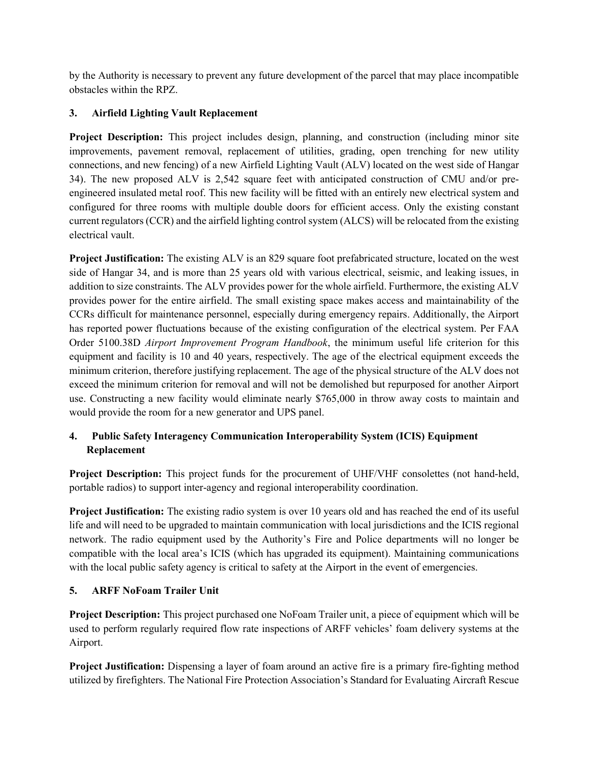by the Authority is necessary to prevent any future development of the parcel that may place incompatible obstacles within the RPZ.

### 3. Airfield Lighting Vault Replacement

**Project Description:** This project includes design, planning, and construction (including minor site improvements, pavement removal, replacement of utilities, grading, open trenching for new utility connections, and new fencing) of a new Airfield Lighting Vault (ALV) located on the west side of Hangar 34). The new proposed ALV is 2,542 square feet with anticipated construction of CMU and/or pre-engineered insulated metal roof. This new facility will be fitted with an entirely new electrical system and configured for three rooms with multiple double doors for efficient access. Only the existing constant current regulators (CCR) and the airfield lighting control system (ALCS) will be relocated from the existing electrical vault.

**Project Justification:** The existing ALV is an 829 square foot prefabricated structure, located on the west side of Hangar 34, and is more than 25 years old with various electrical, seismic, and leaking issues, in addition to size constraints. The ALV provides power for the whole airfield. Furthermore, the existing ALV provides power for the entire airfield. The small existing space makes access and maintainability of the CCRs difficult for maintenance personnel, especially during emergency repairs. Additionally, the Airport has reported power fluctuations because of the existing configuration of the electrical system. Per FAA Order 5100.38D *Airport Improvement Program Handbook*, the minimum useful life criterion for this equipment and facility is 10 and 40 years, respectively. The age of the electrical equipment exceeds the minimum criterion, therefore justifying replacement. The age of the physical structure of the ALV does not exceed the minimum criterion for removal and will not be demolished but repurposed for another Airport use. Constructing a new facility would eliminate nearly $765,000 in throw away costs to maintain and would provide the room for a new generator and UPS panel.

### 4. Public Safety Interagency Communication Interoperability System (ICIS) Equipment Replacement

**Project Description:** This project funds for the procurement of UHF/VHF consolettes (not hand-held, portable radios) to support inter-agency and regional interoperability coordination.

**Project Justification:** The existing radio system is over 10 years old and has reached the end of its useful life and will need to be upgraded to maintain communication with local jurisdictions and the ICIS regional network. The radio equipment used by the Authority's Fire and Police departments will no longer be compatible with the local area's ICIS (which has upgraded its equipment). Maintaining communications with the local public safety agency is critical to safety at the Airport in the event of emergencies.

### 5. ARFF NoFoam Trailer Unit

**Project Description:** This project purchased one NoFoam Trailer unit, a piece of equipment which will be used to perform regularly required flow rate inspections of ARFF vehicles' foam delivery systems at the Airport.

**Project Justification:** Dispensing a layer of foam around an active fire is a primary fire-fighting method utilized by firefighters. The National Fire Protection Association's Standard for Evaluating Aircraft Rescue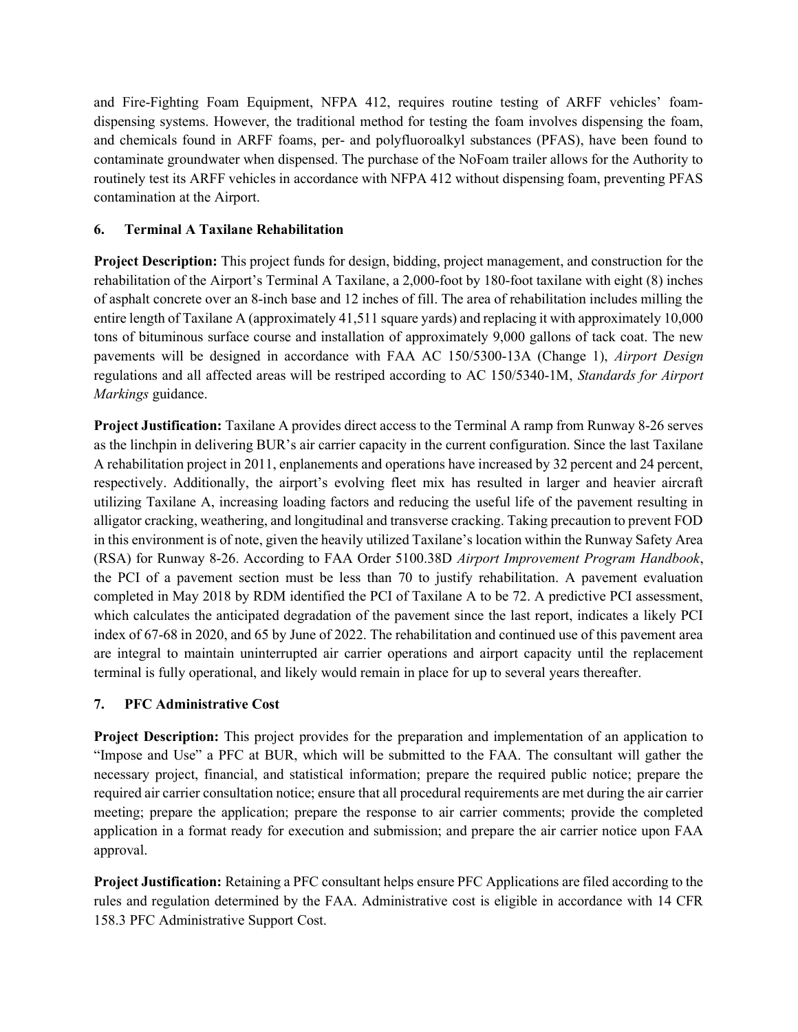and Fire-Fighting Foam Equipment, NFPA 412, requires routine testing of ARFF vehicles' foam-dispensing systems. However, the traditional method for testing the foam involves dispensing the foam, and chemicals found in ARFF foams, per- and polyfluoroalkyl substances (PFAS), have been found to contaminate groundwater when dispensed. The purchase of the NoFoam trailer allows for the Authority to routinely test its ARFF vehicles in accordance with NFPA 412 without dispensing foam, preventing PFAS contamination at the Airport.

### 6. Terminal A Taxilane Rehabilitation

**Project Description:** This project funds for design, bidding, project management, and construction for the rehabilitation of the Airport's Terminal A Taxilane, a 2,000-foot by 180-foot taxilane with eight (8) inches of asphalt concrete over an 8-inch base and 12 inches of fill. The area of rehabilitation includes milling the entire length of Taxilane A (approximately 41,511 square yards) and replacing it with approximately 10,000 tons of bituminous surface course and installation of approximately 9,000 gallons of tack coat. The new pavements will be designed in accordance with FAA AC 150/5300-13A (Change 1), *Airport Design* regulations and all affected areas will be restriped according to AC 150/5340-1M, *Standards for Airport Markings* guidance.

**Project Justification:** Taxilane A provides direct access to the Terminal A ramp from Runway 8-26 serves as the linchpin in delivering BUR's air carrier capacity in the current configuration. Since the last Taxilane A rehabilitation project in 2011, enplanements and operations have increased by 32 percent and 24 percent, respectively. Additionally, the airport's evolving fleet mix has resulted in larger and heavier aircraft utilizing Taxilane A, increasing loading factors and reducing the useful life of the pavement resulting in alligator cracking, weathering, and longitudinal and transverse cracking. Taking precaution to prevent FOD in this environment is of note, given the heavily utilized Taxilane's location within the Runway Safety Area (RSA) for Runway 8-26. According to FAA Order 5100.38D *Airport Improvement Program Handbook*, the PCI of a pavement section must be less than 70 to justify rehabilitation. A pavement evaluation completed in May 2018 by RDM identified the PCI of Taxilane A to be 72. A predictive PCI assessment, which calculates the anticipated degradation of the pavement since the last report, indicates a likely PCI index of 67-68 in 2020, and 65 by June of 2022. The rehabilitation and continued use of this pavement area are integral to maintain uninterrupted air carrier operations and airport capacity until the replacement terminal is fully operational, and likely would remain in place for up to several years thereafter.

### 7. PFC Administrative Cost

**Project Description:** This project provides for the preparation and implementation of an application to "Impose and Use" a PFC at BUR, which will be submitted to the FAA. The consultant will gather the necessary project, financial, and statistical information; prepare the required public notice; prepare the required air carrier consultation notice; ensure that all procedural requirements are met during the air carrier meeting; prepare the application; prepare the response to air carrier comments; provide the completed application in a format ready for execution and submission; and prepare the air carrier notice upon FAA approval.

**Project Justification:** Retaining a PFC consultant helps ensure PFC Applications are filed according to the rules and regulation determined by the FAA. Administrative cost is eligible in accordance with 14 CFR 158.3 PFC Administrative Support Cost.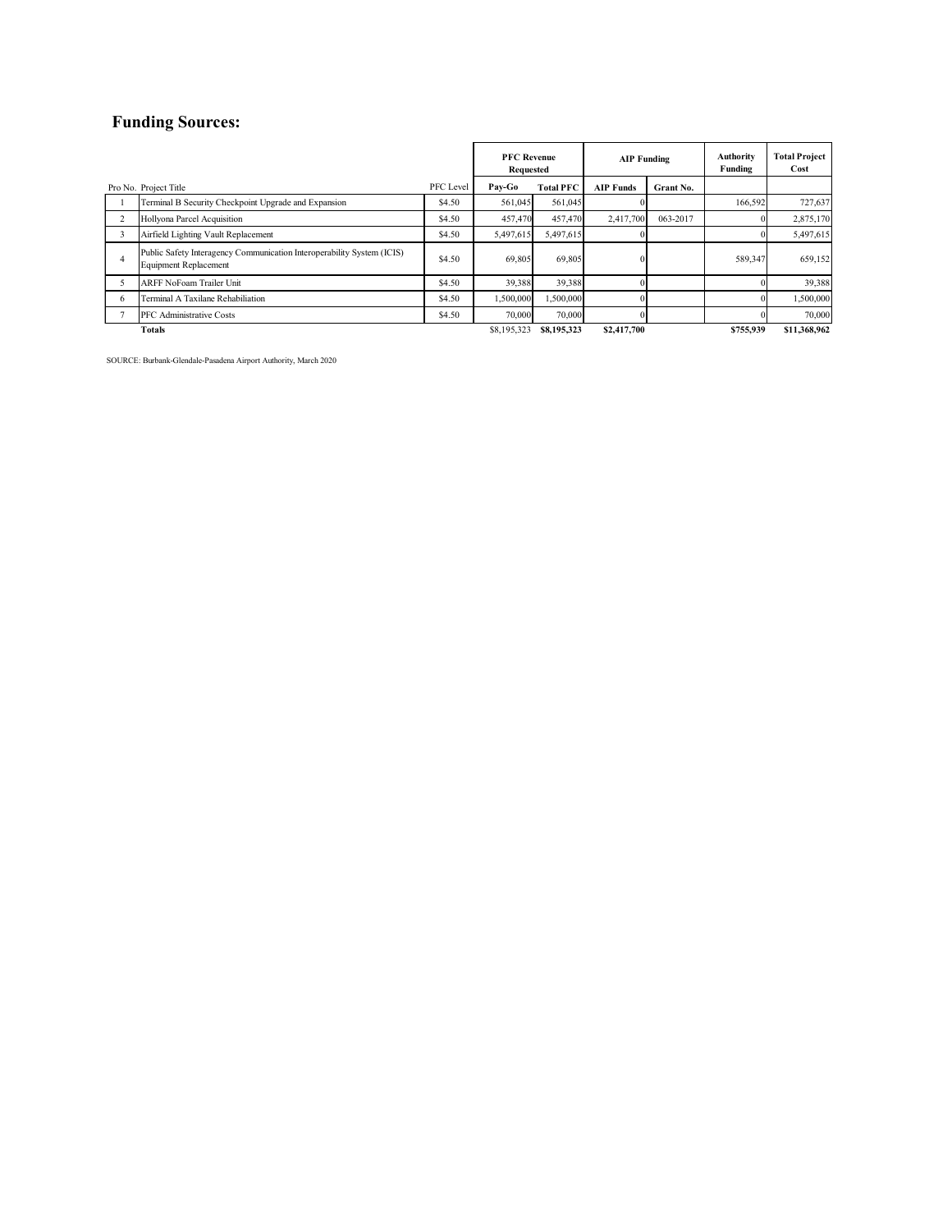## Funding Sources:

| Pro No. | Project Title | PFC Level | PFC Revenue Requested | | AIP Funding | | Authority Funding | Total Project Cost |
|---|---|---|---|---|---|---|---|---|
| | | | Pay-Go | Total PFC | AIP Funds | Grant No. | | |
| 1 | Terminal B Security Checkpoint Upgrade and Expansion | $4.50 | 561,045 | 561,045 | 0 | | 166,592 | 727,637 |
| 2 | Hollyona Parcel Acquisition | $4.50 | 457,470 | 457,470 | 2,417,700 | 063-2017 | 0 | 2,875,170 |
| 3 | Airfield Lighting Vault Replacement | $4.50 | 5,497,615 | 5,497,615 | 0 | | 0 | 5,497,615 |
| 4 | Public Safety Interagency Communication Interoperability System (ICIS) Equipment Replacement | $4.50 | 69,805 | 69,805 | 0 | | 589,347 | 659,152 |
| 5 | ARFF NoFoam Trailer Unit | $4.50 | 39,388 | 39,388 | 0 | | 0 | 39,388 |
| 6 | Terminal A Taxilane Rehabiliation | $4.50 | 1,500,000 | 1,500,000 | 0 | | 0 | 1,500,000 |
| 7 | PFC Administrative Costs | $4.50 | 70,000 | 70,000 | 0 | | 0 | 70,000 |
| | **Totals** | | $8,195,323 | **$8,195,323** | **$2,417,700** | | **$755,939** | **$11,368,962** |

SOURCE: Burbank-Glendale-Pasadena Airport Authority, March 2020